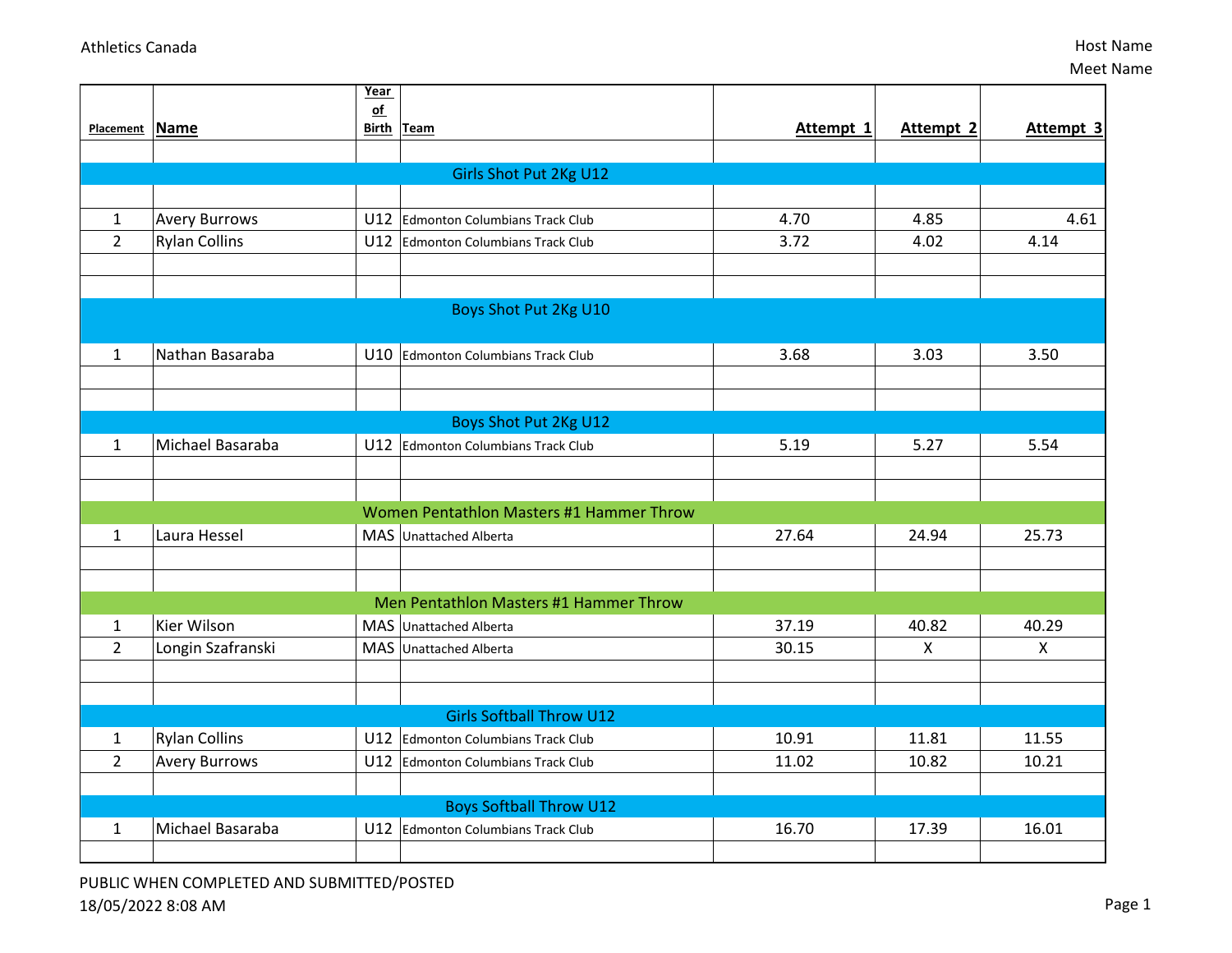Athletics Canada

Host Name
Meet Name

| Placement | Name | Year of Birth | Team | Attempt 1 | Attempt 2 | Attempt 3 |
|---|---|---|---|---|---|---|
| | | | | | | |
| | | | Girls Shot Put 2Kg U12 | | | |
| | | | | | | |
| 1 | Avery Burrows | U12 | Edmonton Columbians Track Club | 4.70 | 4.85 | 4.61 |
| 2 | Rylan Collins | U12 | Edmonton Columbians Track Club | 3.72 | 4.02 | 4.14 |
| | | | | | | |
| | | | | | | |
| | | | Boys Shot Put 2Kg U10 | | | |
| 1 | Nathan Basaraba | U10 | Edmonton Columbians Track Club | 3.68 | 3.03 | 3.50 |
| | | | | | | |
| | | | | | | |
| | | | Boys Shot Put 2Kg U12 | | | |
| 1 | Michael Basaraba | U12 | Edmonton Columbians Track Club | 5.19 | 5.27 | 5.54 |
| | | | | | | |
| | | | | | | |
| | | | Women Pentathlon Masters #1 Hammer Throw | | | |
| 1 | Laura Hessel | MAS | Unattached Alberta | 27.64 | 24.94 | 25.73 |
| | | | | | | |
| | | | | | | |
| | | | Men Pentathlon Masters #1 Hammer Throw | | | |
| 1 | Kier Wilson | MAS | Unattached Alberta | 37.19 | 40.82 | 40.29 |
| 2 | Longin Szafranski | MAS | Unattached Alberta | 30.15 | X | X |
| | | | | | | |
| | | | | | | |
| | | | Girls Softball Throw U12 | | | |
| 1 | Rylan Collins | U12 | Edmonton Columbians Track Club | 10.91 | 11.81 | 11.55 |
| 2 | Avery Burrows | U12 | Edmonton Columbians Track Club | 11.02 | 10.82 | 10.21 |
| | | | | | | |
| | | | Boys Softball Throw U12 | | | |
| 1 | Michael Basaraba | U12 | Edmonton Columbians Track Club | 16.70 | 17.39 | 16.01 |
| | | | | | | |

PUBLIC WHEN COMPLETED AND SUBMITTED/POSTED
18/05/2022 8:08 AM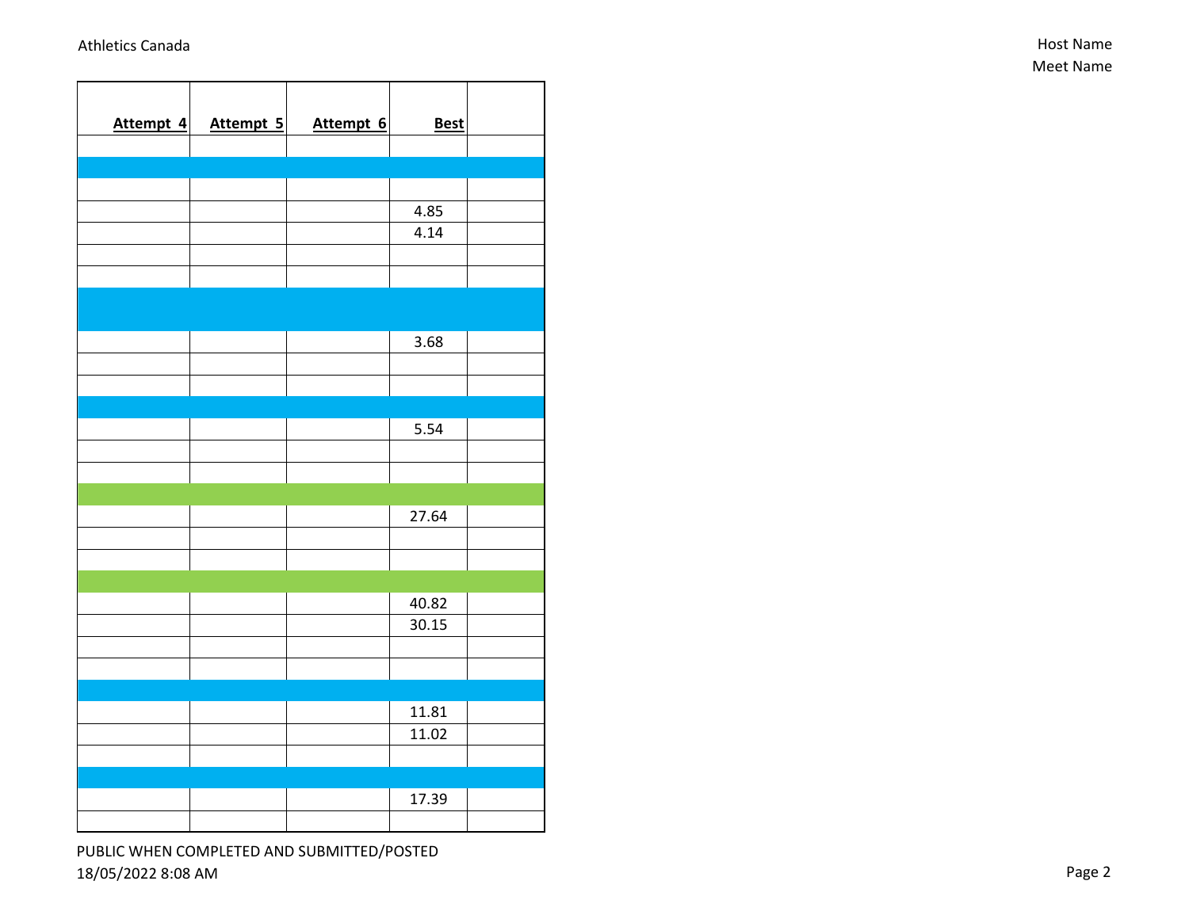| Attempt 4 | Attempt 5 | Attempt 6 | Best | |
|---|---|---|---|---|
| | | | | |
| | | | | |
| | | | | |
| | | | 4.85 | |
| | | | 4.14 | |
| | | | | |
| | | | | |
| | | | | |
| | | | 3.68 | |
| | | | | |
| | | | | |
| | | | | |
| | | | 5.54 | |
| | | | | |
| | | | | |
| | | | | |
| | | | 27.64 | |
| | | | | |
| | | | | |
| | | | | |
| | | | 40.82 | |
| | | | 30.15 | |
| | | | | |
| | | | | |
| | | | | |
| | | | 11.81 | |
| | | | 11.02 | |
| | | | | |
| | | | | |
| | | | 17.39 | |
| | | | | |

PUBLIC WHEN COMPLETED AND SUBMITTED/POSTED
18/05/2022 8:08 AM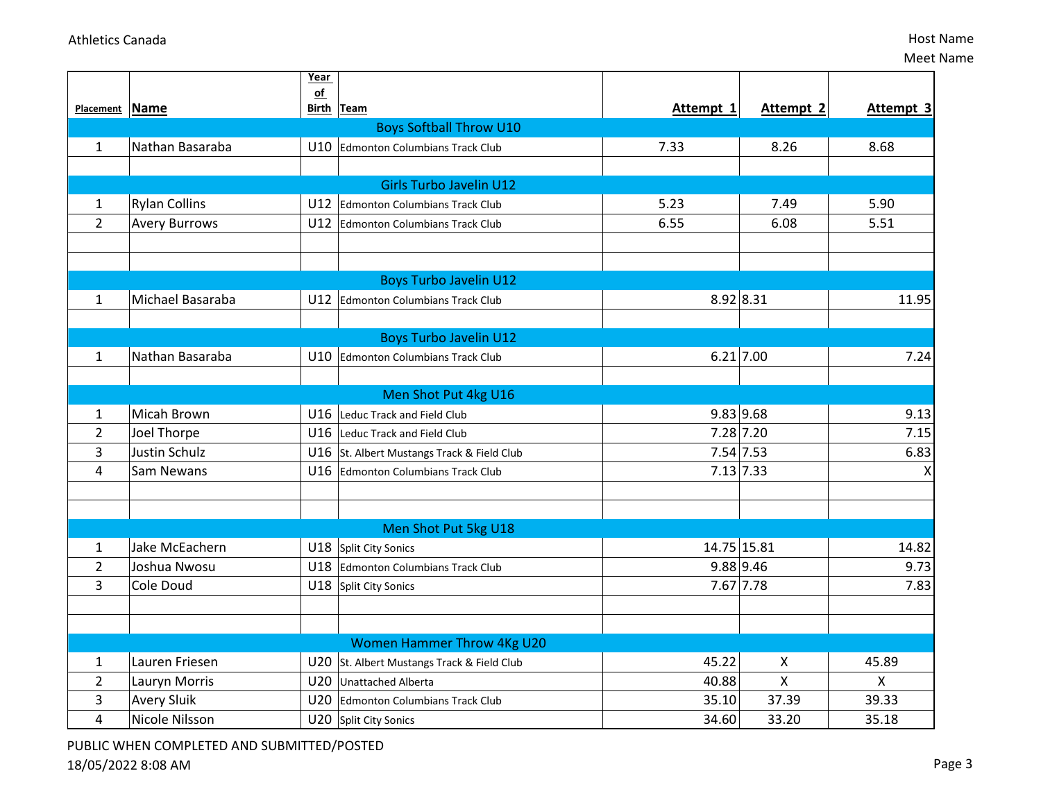| Placement | Name | Year of Birth | Team | Attempt 1 | Attempt 2 | Attempt 3 |
|---|---|---|---|---|---|---|
| | | | **Boys Softball Throw U10** | | | |
| 1 | Nathan Basaraba | U10 | Edmonton Columbians Track Club | 7.33 | 8.26 | 8.68 |
| | | | | | | |
| | | | **Girls Turbo Javelin U12** | | | |
| 1 | Rylan Collins | U12 | Edmonton Columbians Track Club | 5.23 | 7.49 | 5.90 |
| 2 | Avery Burrows | U12 | Edmonton Columbians Track Club | 6.55 | 6.08 | 5.51 |
| | | | | | | |
| | | | | | | |
| | | | **Boys Turbo Javelin U12** | | | |
| 1 | Michael Basaraba | U12 | Edmonton Columbians Track Club | 8.92 | 8.31 | 11.95 |
| | | | | | | |
| | | | **Boys Turbo Javelin U12** | | | |
| 1 | Nathan Basaraba | U10 | Edmonton Columbians Track Club | 6.21 | 7.00 | 7.24 |
| | | | | | | |
| | | | **Men Shot Put 4kg U16** | | | |
| 1 | Micah Brown | U16 | Leduc Track and Field Club | 9.83 | 9.68 | 9.13 |
| 2 | Joel Thorpe | U16 | Leduc Track and Field Club | 7.28 | 7.20 | 7.15 |
| 3 | Justin Schulz | U16 | St. Albert Mustangs Track & Field Club | 7.54 | 7.53 | 6.83 |
| 4 | Sam Newans | U16 | Edmonton Columbians Track Club | 7.13 | 7.33 | X |
| | | | | | | |
| | | | | | | |
| | | | **Men Shot Put 5kg U18** | | | |
| 1 | Jake McEachern | U18 | Split City Sonics | 14.75 | 15.81 | 14.82 |
| 2 | Joshua Nwosu | U18 | Edmonton Columbians Track Club | 9.88 | 9.46 | 9.73 |
| 3 | Cole Doud | U18 | Split City Sonics | 7.67 | 7.78 | 7.83 |
| | | | | | | |
| | | | | | | |
| | | | **Women Hammer Throw 4Kg U20** | | | |
| 1 | Lauren Friesen | U20 | St. Albert Mustangs Track & Field Club | 45.22 | X | 45.89 |
| 2 | Lauryn Morris | U20 | Unattached Alberta | 40.88 | X | X |
| 3 | Avery Sluik | U20 | Edmonton Columbians Track Club | 35.10 | 37.39 | 39.33 |
| 4 | Nicole Nilsson | U20 | Split City Sonics | 34.60 | 33.20 | 35.18 |

PUBLIC WHEN COMPLETED AND SUBMITTED/POSTED

18/05/2022 8:08 AM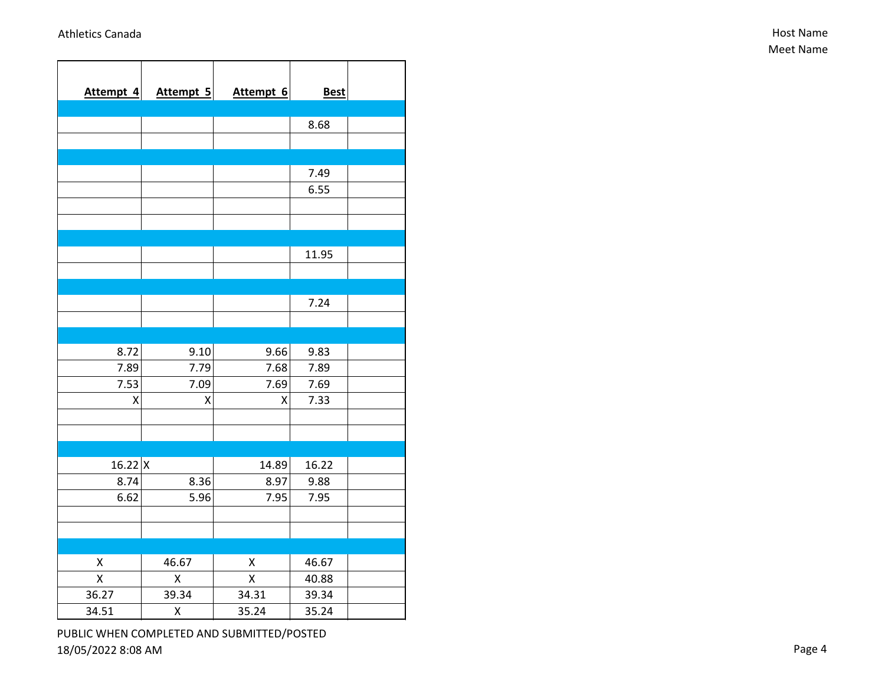| Attempt 4 | Attempt 5 | Attempt 6 | Best | |
|---|---|---|---|---|
| | | | | |
| | | | 8.68 | |
| | | | | |
| | | | | |
| | | | 7.49 | |
| | | | 6.55 | |
| | | | | |
| | | | | |
| | | | | |
| | | | 11.95 | |
| | | | | |
| | | | | |
| | | | 7.24 | |
| | | | | |
| | | | | |
| 8.72 | 9.10 | 9.66 | 9.83 | |
| 7.89 | 7.79 | 7.68 | 7.89 | |
| 7.53 | 7.09 | 7.69 | 7.69 | |
| X | X | X | 7.33 | |
| | | | | |
| | | | | |
| | | | | |
| 16.22 | X | 14.89 | 16.22 | |
| 8.74 | 8.36 | 8.97 | 9.88 | |
| 6.62 | 5.96 | 7.95 | 7.95 | |
| | | | | |
| | | | | |
| | | | | |
| X | 46.67 | X | 46.67 | |
| X | X | X | 40.88 | |
| 36.27 | 39.34 | 34.31 | 39.34 | |
| 34.51 | X | 35.24 | 35.24 | |

PUBLIC WHEN COMPLETED AND SUBMITTED/POSTED
18/05/2022 8:08 AM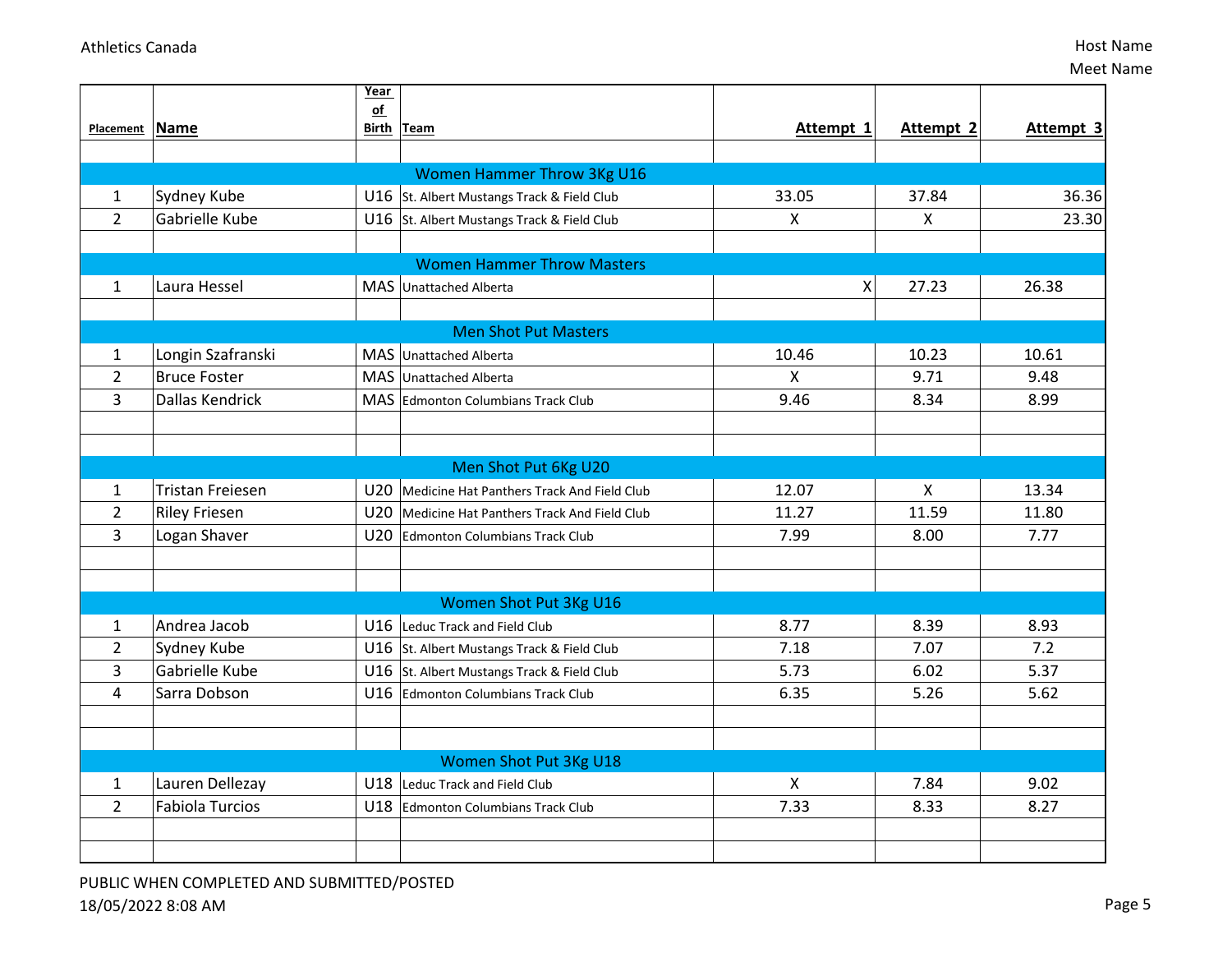| Placement | Name | Year of Birth | Team | Attempt 1 | Attempt 2 | Attempt 3 |
|---|---|---|---|---|---|---|
| | | | | | | |
| | | | Women Hammer Throw 3Kg U16 | | | |
| 1 | Sydney Kube | U16 | St. Albert Mustangs Track & Field Club | 33.05 | 37.84 | 36.36 |
| 2 | Gabrielle Kube | U16 | St. Albert Mustangs Track & Field Club | X | X | 23.30 |
| | | | | | | |
| | | | Women Hammer Throw Masters | | | |
| 1 | Laura Hessel | MAS | Unattached Alberta | X | 27.23 | 26.38 |
| | | | | | | |
| | | | Men Shot Put Masters | | | |
| 1 | Longin Szafranski | MAS | Unattached Alberta | 10.46 | 10.23 | 10.61 |
| 2 | Bruce Foster | MAS | Unattached Alberta | X | 9.71 | 9.48 |
| 3 | Dallas Kendrick | MAS | Edmonton Columbians Track Club | 9.46 | 8.34 | 8.99 |
| | | | | | | |
| | | | | | | |
| | | | Men Shot Put 6Kg U20 | | | |
| 1 | Tristan Freiesen | U20 | Medicine Hat Panthers Track And Field Club | 12.07 | X | 13.34 |
| 2 | Riley Friesen | U20 | Medicine Hat Panthers Track And Field Club | 11.27 | 11.59 | 11.80 |
| 3 | Logan Shaver | U20 | Edmonton Columbians Track Club | 7.99 | 8.00 | 7.77 |
| | | | | | | |
| | | | | | | |
| | | | Women Shot Put 3Kg U16 | | | |
| 1 | Andrea Jacob | U16 | Leduc Track and Field Club | 8.77 | 8.39 | 8.93 |
| 2 | Sydney Kube | U16 | St. Albert Mustangs Track & Field Club | 7.18 | 7.07 | 7.2 |
| 3 | Gabrielle Kube | U16 | St. Albert Mustangs Track & Field Club | 5.73 | 6.02 | 5.37 |
| 4 | Sarra Dobson | U16 | Edmonton Columbians Track Club | 6.35 | 5.26 | 5.62 |
| | | | | | | |
| | | | | | | |
| | | | Women Shot Put 3Kg U18 | | | |
| 1 | Lauren Dellezay | U18 | Leduc Track and Field Club | X | 7.84 | 9.02 |
| 2 | Fabiola Turcios | U18 | Edmonton Columbians Track Club | 7.33 | 8.33 | 8.27 |
| | | | | | | |
| | | | | | | |

PUBLIC WHEN COMPLETED AND SUBMITTED/POSTED

18/05/2022 8:08 AM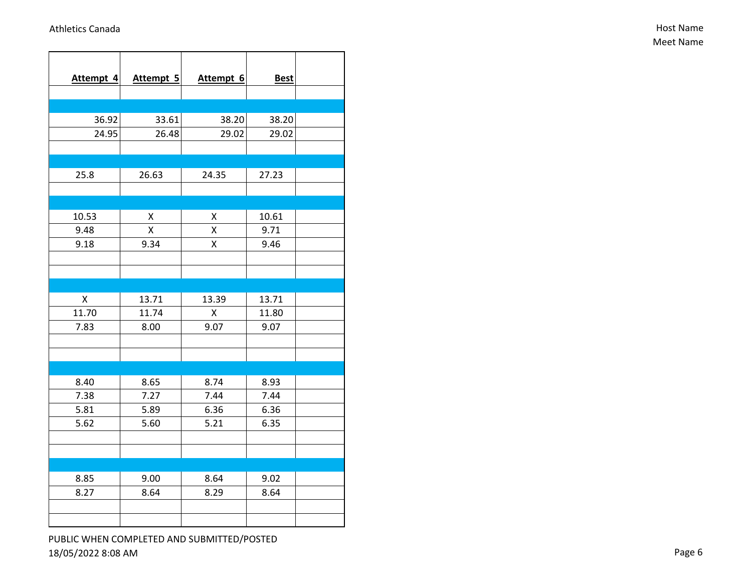| Attempt 4 | Attempt 5 | Attempt 6 | Best | |
|---|---|---|---|---|
| | | | | |
| | | | | |
| 36.92 | 33.61 | 38.20 | 38.20 | |
| 24.95 | 26.48 | 29.02 | 29.02 | |
| | | | | |
| | | | | |
| 25.8 | 26.63 | 24.35 | 27.23 | |
| | | | | |
| | | | | |
| 10.53 | X | X | 10.61 | |
| 9.48 | X | X | 9.71 | |
| 9.18 | 9.34 | X | 9.46 | |
| | | | | |
| | | | | |
| | | | | |
| X | 13.71 | 13.39 | 13.71 | |
| 11.70 | 11.74 | X | 11.80 | |
| 7.83 | 8.00 | 9.07 | 9.07 | |
| | | | | |
| | | | | |
| | | | | |
| 8.40 | 8.65 | 8.74 | 8.93 | |
| 7.38 | 7.27 | 7.44 | 7.44 | |
| 5.81 | 5.89 | 6.36 | 6.36 | |
| 5.62 | 5.60 | 5.21 | 6.35 | |
| | | | | |
| | | | | |
| | | | | |
| 8.85 | 9.00 | 8.64 | 9.02 | |
| 8.27 | 8.64 | 8.29 | 8.64 | |
| | | | | |
| | | | | |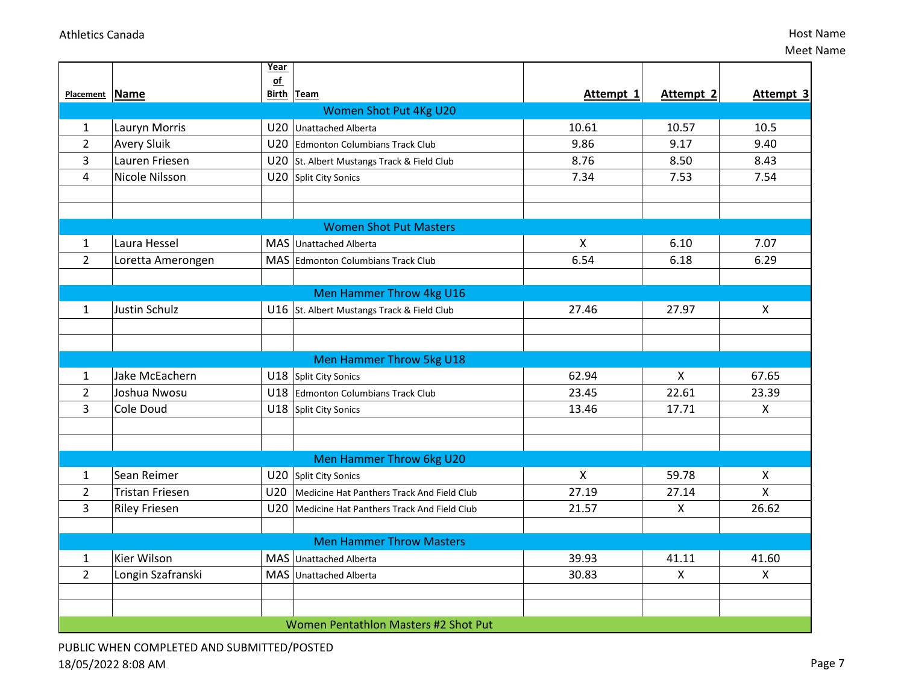| Placement | Name | Year of Birth | Team | Attempt 1 | Attempt 2 | Attempt 3 |
|---|---|---|---|---|---|---|
| | | | **Women Shot Put 4Kg U20** | | | |
| 1 | Lauryn Morris | U20 | Unattached Alberta | 10.61 | 10.57 | 10.5 |
| 2 | Avery Sluik | U20 | Edmonton Columbians Track Club | 9.86 | 9.17 | 9.40 |
| 3 | Lauren Friesen | U20 | St. Albert Mustangs Track & Field Club | 8.76 | 8.50 | 8.43 |
| 4 | Nicole Nilsson | U20 | Split City Sonics | 7.34 | 7.53 | 7.54 |
| | | | **Women Shot Put Masters** | | | |
| 1 | Laura Hessel | MAS | Unattached Alberta | X | 6.10 | 7.07 |
| 2 | Loretta Amerongen | MAS | Edmonton Columbians Track Club | 6.54 | 6.18 | 6.29 |
| | | | **Men Hammer Throw 4kg U16** | | | |
| 1 | Justin Schulz | U16 | St. Albert Mustangs Track & Field Club | 27.46 | 27.97 | X |
| | | | **Men Hammer Throw 5kg U18** | | | |
| 1 | Jake McEachern | U18 | Split City Sonics | 62.94 | X | 67.65 |
| 2 | Joshua Nwosu | U18 | Edmonton Columbians Track Club | 23.45 | 22.61 | 23.39 |
| 3 | Cole Doud | U18 | Split City Sonics | 13.46 | 17.71 | X |
| | | | **Men Hammer Throw 6kg U20** | | | |
| 1 | Sean Reimer | U20 | Split City Sonics | X | 59.78 | X |
| 2 | Tristan Friesen | U20 | Medicine Hat Panthers Track And Field Club | 27.19 | 27.14 | X |
| 3 | Riley Friesen | U20 | Medicine Hat Panthers Track And Field Club | 21.57 | X | 26.62 |
| | | | **Men Hammer Throw Masters** | | | |
| 1 | Kier Wilson | MAS | Unattached Alberta | 39.93 | 41.11 | 41.60 |
| 2 | Longin Szafranski | MAS | Unattached Alberta | 30.83 | X | X |
| | | | **Women Pentathlon Masters #2 Shot Put** | | | |

PUBLIC WHEN COMPLETED AND SUBMITTED/POSTED
18/05/2022 8:08 AM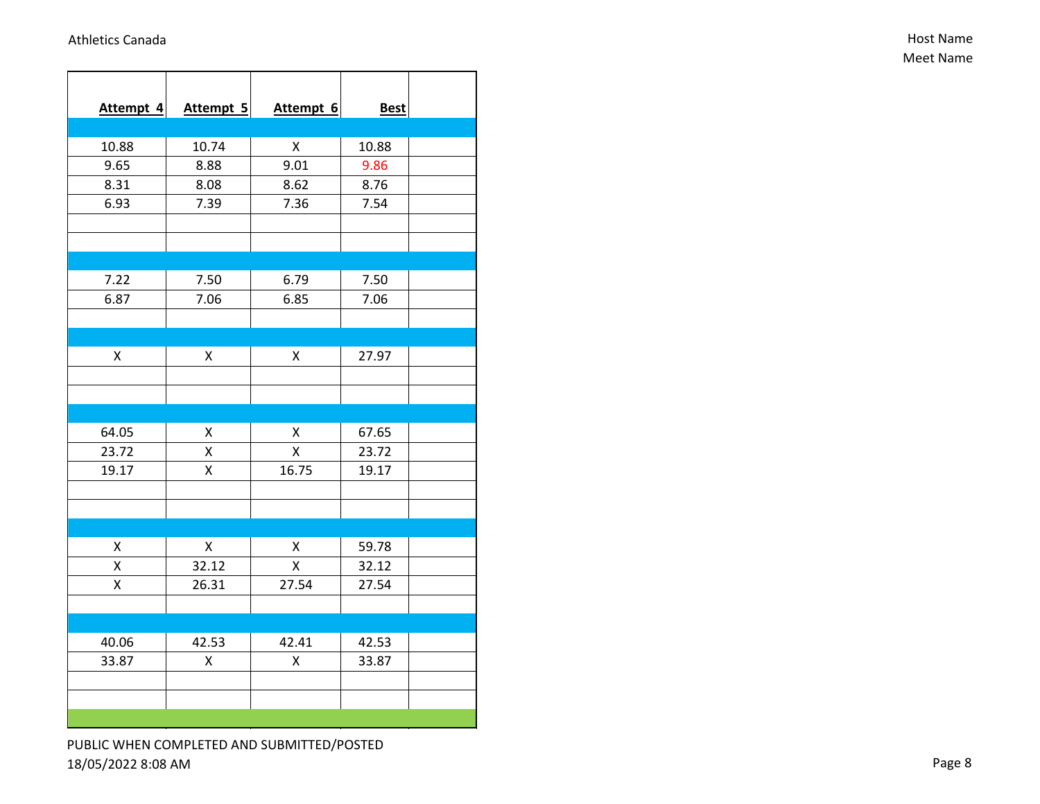| Attempt 4 | Attempt 5 | Attempt 6 | Best | |
|---|---|---|---|---|
| | | | | |
| 10.88 | 10.74 | X | 10.88 | |
| 9.65 | 8.88 | 9.01 | 9.86 | |
| 8.31 | 8.08 | 8.62 | 8.76 | |
| 6.93 | 7.39 | 7.36 | 7.54 | |
| | | | | |
| | | | | |
| | | | | |
| 7.22 | 7.50 | 6.79 | 7.50 | |
| 6.87 | 7.06 | 6.85 | 7.06 | |
| | | | | |
| | | | | |
| X | X | X | 27.97 | |
| | | | | |
| | | | | |
| | | | | |
| 64.05 | X | X | 67.65 | |
| 23.72 | X | X | 23.72 | |
| 19.17 | X | 16.75 | 19.17 | |
| | | | | |
| | | | | |
| | | | | |
| X | X | X | 59.78 | |
| X | 32.12 | X | 32.12 | |
| X | 26.31 | 27.54 | 27.54 | |
| | | | | |
| | | | | |
| 40.06 | 42.53 | 42.41 | 42.53 | |
| 33.87 | X | X | 33.87 | |
| | | | | |
| | | | | |
| | | | | |

PUBLIC WHEN COMPLETED AND SUBMITTED/POSTED
18/05/2022 8:08 AM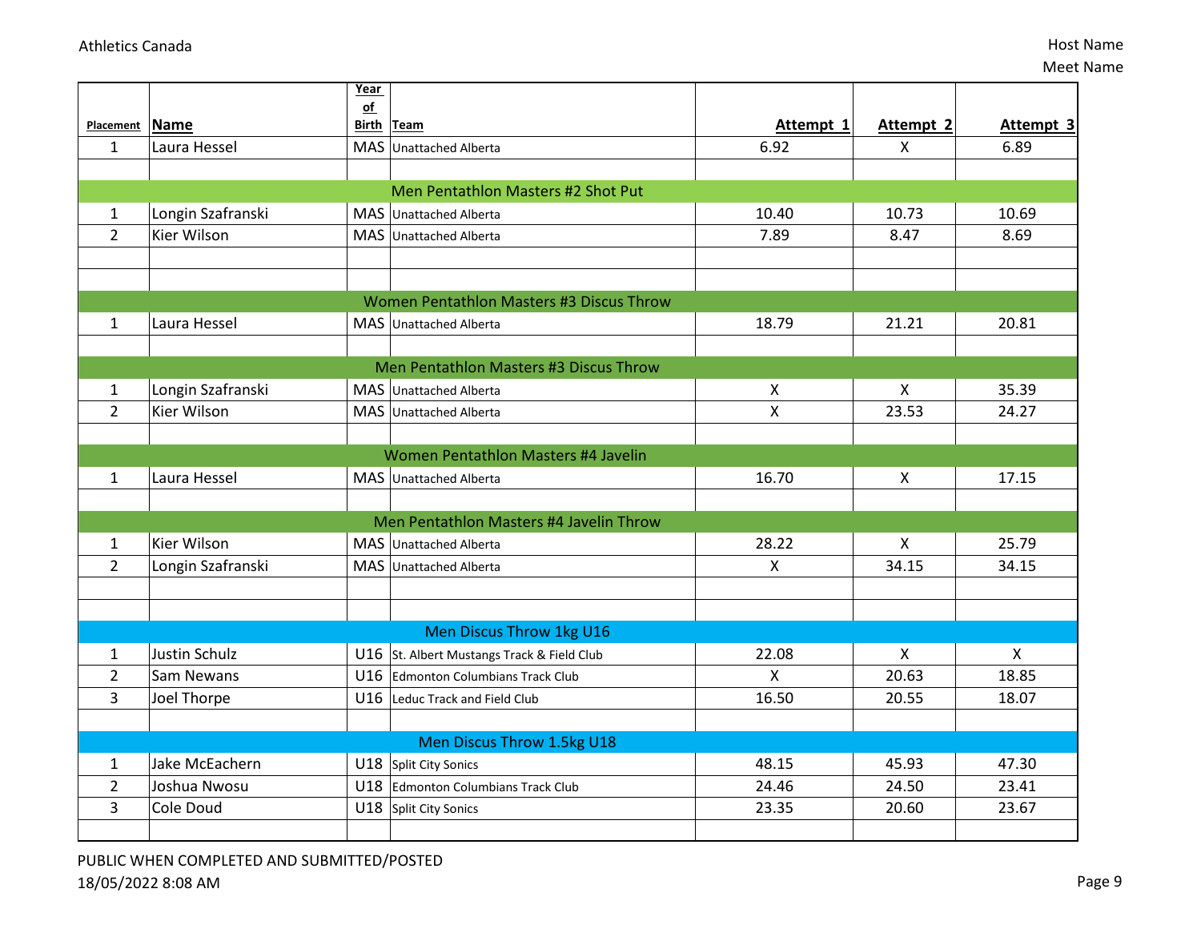| Placement | Name | Year of Birth | Team | Attempt 1 | Attempt 2 | Attempt 3 |
|---|---|---|---|---|---|---|
| 1 | Laura Hessel | MAS | Unattached Alberta | 6.92 | X | 6.89 |
| | | | | | | |
| | | | Men Pentathlon Masters #2 Shot Put | | | |
| 1 | Longin Szafranski | MAS | Unattached Alberta | 10.40 | 10.73 | 10.69 |
| 2 | Kier Wilson | MAS | Unattached Alberta | 7.89 | 8.47 | 8.69 |
| | | | | | | |
| | | | | | | |
| | | | Women Pentathlon Masters #3 Discus Throw | | | |
| 1 | Laura Hessel | MAS | Unattached Alberta | 18.79 | 21.21 | 20.81 |
| | | | | | | |
| | | | Men Pentathlon Masters #3 Discus Throw | | | |
| 1 | Longin Szafranski | MAS | Unattached Alberta | X | X | 35.39 |
| 2 | Kier Wilson | MAS | Unattached Alberta | X | 23.53 | 24.27 |
| | | | | | | |
| | | | Women Pentathlon Masters #4 Javelin | | | |
| 1 | Laura Hessel | MAS | Unattached Alberta | 16.70 | X | 17.15 |
| | | | | | | |
| | | | Men Pentathlon Masters #4 Javelin Throw | | | |
| 1 | Kier Wilson | MAS | Unattached Alberta | 28.22 | X | 25.79 |
| 2 | Longin Szafranski | MAS | Unattached Alberta | X | 34.15 | 34.15 |
| | | | | | | |
| | | | | | | |
| | | | Men Discus Throw 1kg U16 | | | |
| 1 | Justin Schulz | U16 | St. Albert Mustangs Track & Field Club | 22.08 | X | X |
| 2 | Sam Newans | U16 | Edmonton Columbians Track Club | X | 20.63 | 18.85 |
| 3 | Joel Thorpe | U16 | Leduc Track and Field Club | 16.50 | 20.55 | 18.07 |
| | | | | | | |
| | | | Men Discus Throw 1.5kg U18 | | | |
| 1 | Jake McEachern | U18 | Split City Sonics | 48.15 | 45.93 | 47.30 |
| 2 | Joshua Nwosu | U18 | Edmonton Columbians Track Club | 24.46 | 24.50 | 23.41 |
| 3 | Cole Doud | U18 | Split City Sonics | 23.35 | 20.60 | 23.67 |
| | | | | | | |

PUBLIC WHEN COMPLETED AND SUBMITTED/POSTED
18/05/2022 8:08 AM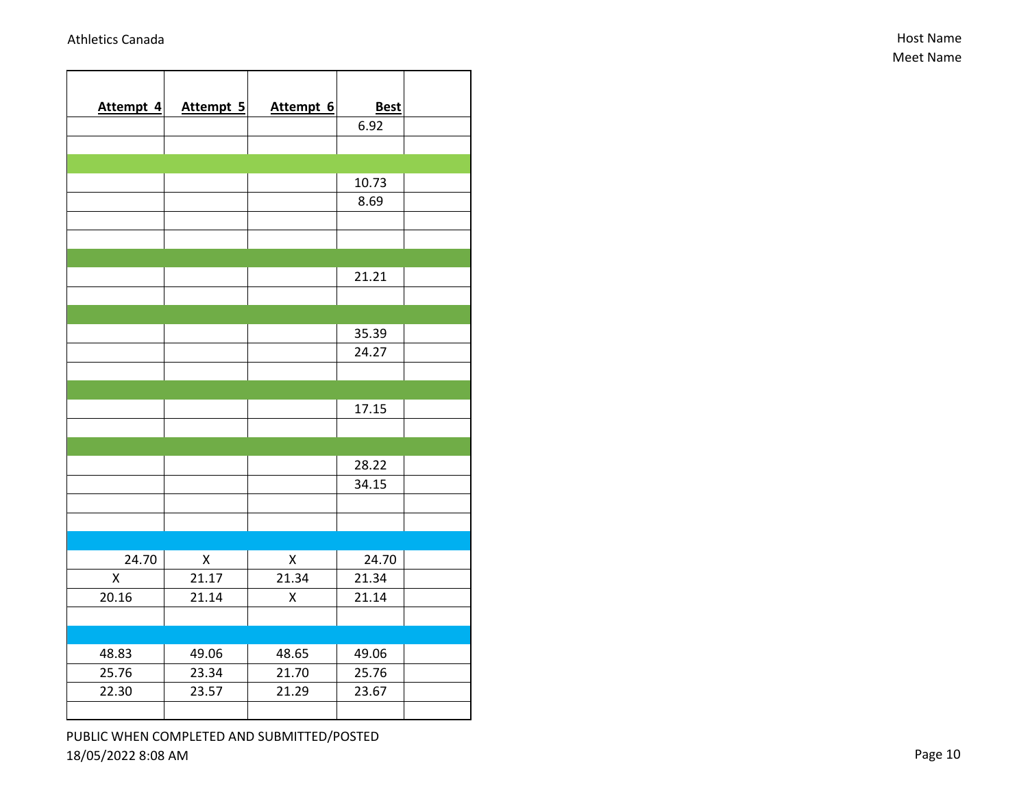| Attempt 4 | Attempt 5 | Attempt 6 | Best | |
|---|---|---|---|---|
| | | | 6.92 | |
| | | | | |
| | | | | |
| | | | 10.73 | |
| | | | 8.69 | |
| | | | | |
| | | | | |
| | | | | |
| | | | 21.21 | |
| | | | | |
| | | | | |
| | | | 35.39 | |
| | | | 24.27 | |
| | | | | |
| | | | | |
| | | | 17.15 | |
| | | | | |
| | | | | |
| | | | 28.22 | |
| | | | 34.15 | |
| | | | | |
| | | | | |
| | | | | |
| 24.70 | X | X | 24.70 | |
| X | 21.17 | 21.34 | 21.34 | |
| 20.16 | 21.14 | X | 21.14 | |
| | | | | |
| | | | | |
| 48.83 | 49.06 | 48.65 | 49.06 | |
| 25.76 | 23.34 | 21.70 | 25.76 | |
| 22.30 | 23.57 | 21.29 | 23.67 | |
| | | | | |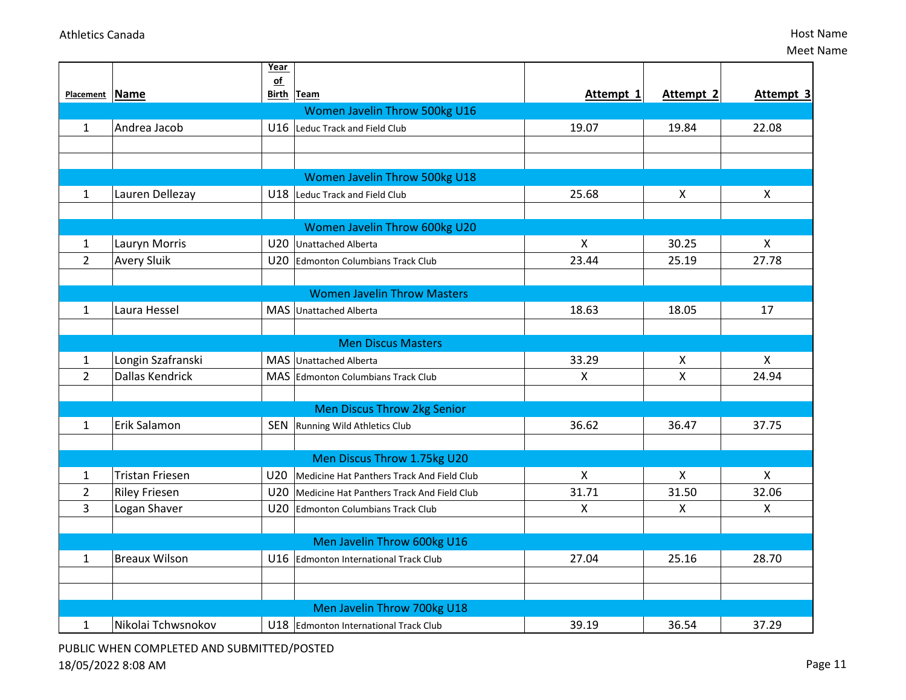| Placement | Name | Year of Birth | Team | Attempt 1 | Attempt 2 | Attempt 3 |
|---|---|---|---|---|---|---|
| | | | Women Javelin Throw 500kg U16 | | | |
| 1 | Andrea Jacob | U16 | Leduc Track and Field Club | 19.07 | 19.84 | 22.08 |
| | | | | | | |
| | | | | | | |
| | | | Women Javelin Throw 500kg U18 | | | |
| 1 | Lauren Dellezay | U18 | Leduc Track and Field Club | 25.68 | X | X |
| | | | | | | |
| | | | Women Javelin Throw 600kg U20 | | | |
| 1 | Lauryn Morris | U20 | Unattached Alberta | X | 30.25 | X |
| 2 | Avery Sluik | U20 | Edmonton Columbians Track Club | 23.44 | 25.19 | 27.78 |
| | | | | | | |
| | | | Women Javelin Throw Masters | | | |
| 1 | Laura Hessel | MAS | Unattached Alberta | 18.63 | 18.05 | 17 |
| | | | | | | |
| | | | Men Discus Masters | | | |
| 1 | Longin Szafranski | MAS | Unattached Alberta | 33.29 | X | X |
| 2 | Dallas Kendrick | MAS | Edmonton Columbians Track Club | X | X | 24.94 |
| | | | | | | |
| | | | Men Discus Throw 2kg Senior | | | |
| 1 | Erik Salamon | SEN | Running Wild Athletics Club | 36.62 | 36.47 | 37.75 |
| | | | | | | |
| | | | Men Discus Throw 1.75kg U20 | | | |
| 1 | Tristan Friesen | U20 | Medicine Hat Panthers Track And Field Club | X | X | X |
| 2 | Riley Friesen | U20 | Medicine Hat Panthers Track And Field Club | 31.71 | 31.50 | 32.06 |
| 3 | Logan Shaver | U20 | Edmonton Columbians Track Club | X | X | X |
| | | | | | | |
| | | | Men Javelin Throw 600kg U16 | | | |
| 1 | Breaux Wilson | U16 | Edmonton International Track Club | 27.04 | 25.16 | 28.70 |
| | | | | | | |
| | | | | | | |
| | | | Men Javelin Throw 700kg U18 | | | |
| 1 | Nikolai Tchwsnokov | U18 | Edmonton International Track Club | 39.19 | 36.54 | 37.29 |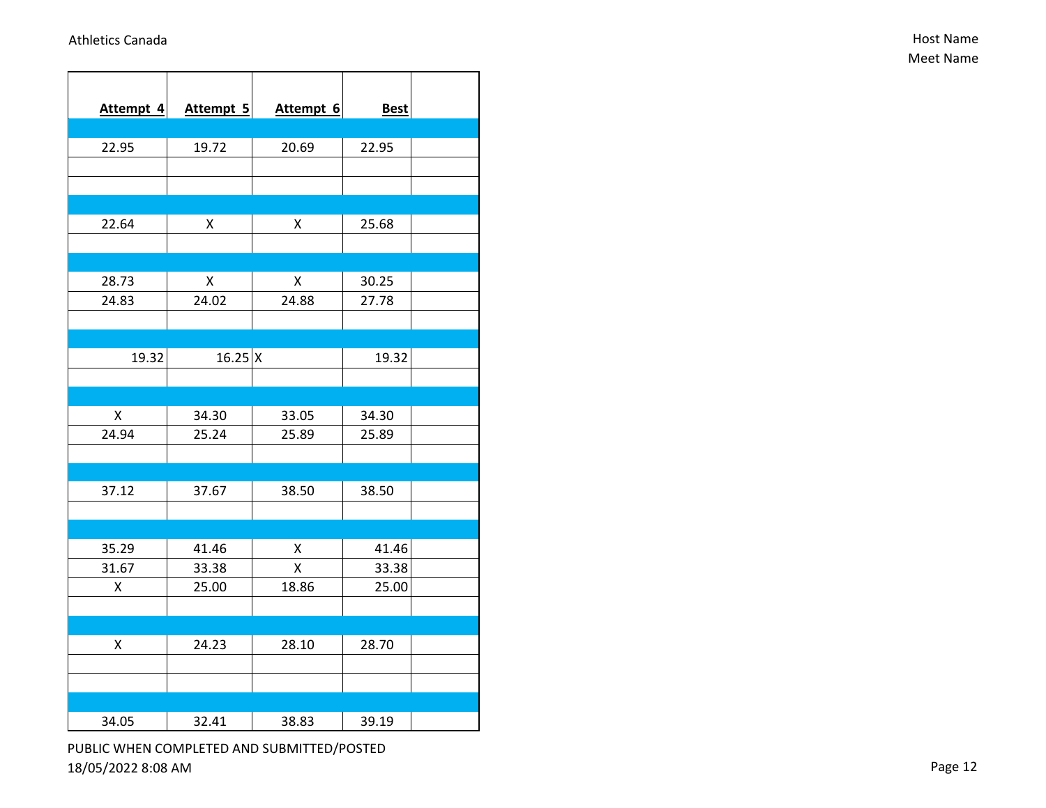| Attempt 4 | Attempt 5 | Attempt 6 | Best | |
|---|---|---|---|---|
| | | | | |
| 22.95 | 19.72 | 20.69 | 22.95 | |
| | | | | |
| | | | | |
| | | | | |
| 22.64 | X | X | 25.68 | |
| | | | | |
| | | | | |
| 28.73 | X | X | 30.25 | |
| 24.83 | 24.02 | 24.88 | 27.78 | |
| | | | | |
| | | | | |
| 19.32 | 16.25 | X | 19.32 | |
| | | | | |
| | | | | |
| X | 34.30 | 33.05 | 34.30 | |
| 24.94 | 25.24 | 25.89 | 25.89 | |
| | | | | |
| | | | | |
| 37.12 | 37.67 | 38.50 | 38.50 | |
| | | | | |
| | | | | |
| 35.29 | 41.46 | X | 41.46 | |
| 31.67 | 33.38 | X | 33.38 | |
| X | 25.00 | 18.86 | 25.00 | |
| | | | | |
| | | | | |
| X | 24.23 | 28.10 | 28.70 | |
| | | | | |
| | | | | |
| | | | | |
| 34.05 | 32.41 | 38.83 | 39.19 | |

PUBLIC WHEN COMPLETED AND SUBMITTED/POSTED
18/05/2022 8:08 AM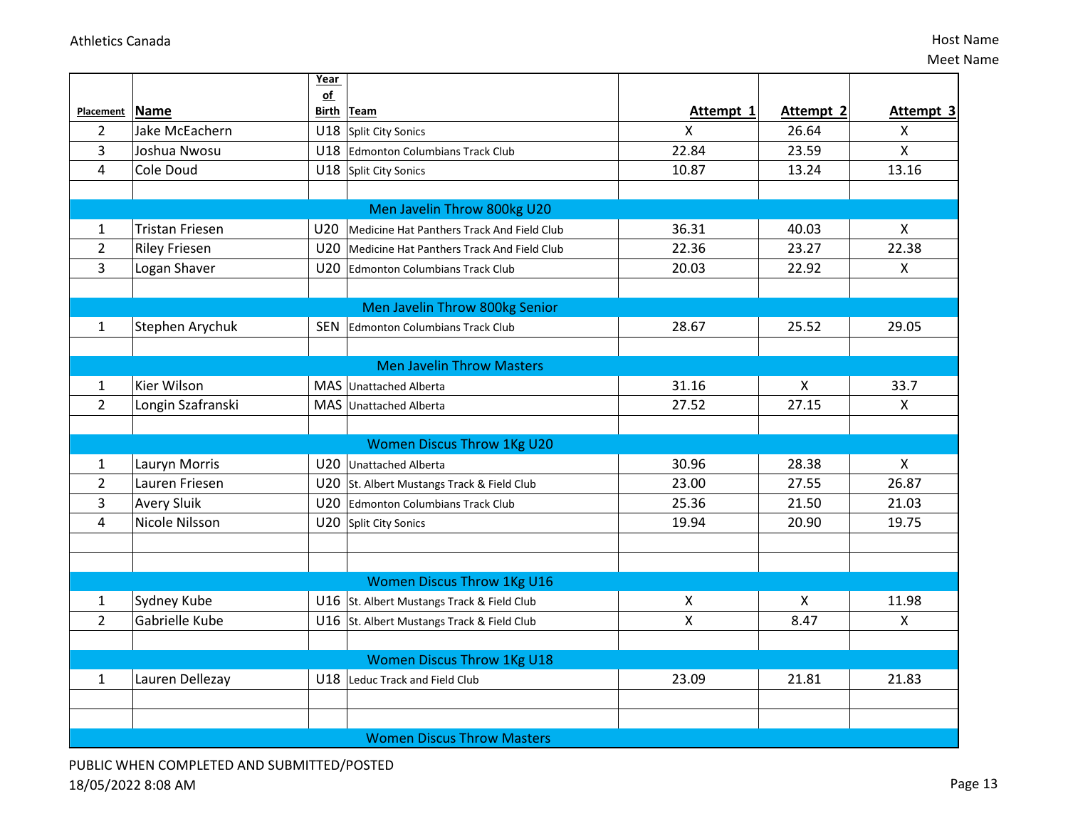| Placement | Name | Year of Birth | Team | Attempt 1 | Attempt 2 | Attempt 3 |
|---|---|---|---|---|---|---|
| 2 | Jake McEachern | U18 | Split City Sonics | X | 26.64 | X |
| 3 | Joshua Nwosu | U18 | Edmonton Columbians Track Club | 22.84 | 23.59 | X |
| 4 | Cole Doud | U18 | Split City Sonics | 10.87 | 13.24 | 13.16 |
| | | | | | | |
| | | | Men Javelin Throw 800kg U20 | | | |
| 1 | Tristan Friesen | U20 | Medicine Hat Panthers Track And Field Club | 36.31 | 40.03 | X |
| 2 | Riley Friesen | U20 | Medicine Hat Panthers Track And Field Club | 22.36 | 23.27 | 22.38 |
| 3 | Logan Shaver | U20 | Edmonton Columbians Track Club | 20.03 | 22.92 | X |
| | | | | | | |
| | | | Men Javelin Throw 800kg Senior | | | |
| 1 | Stephen Arychuk | SEN | Edmonton Columbians Track Club | 28.67 | 25.52 | 29.05 |
| | | | | | | |
| | | | Men Javelin Throw Masters | | | |
| 1 | Kier Wilson | MAS | Unattached Alberta | 31.16 | X | 33.7 |
| 2 | Longin Szafranski | MAS | Unattached Alberta | 27.52 | 27.15 | X |
| | | | | | | |
| | | | Women Discus Throw 1Kg U20 | | | |
| 1 | Lauryn Morris | U20 | Unattached Alberta | 30.96 | 28.38 | X |
| 2 | Lauren Friesen | U20 | St. Albert Mustangs Track & Field Club | 23.00 | 27.55 | 26.87 |
| 3 | Avery Sluik | U20 | Edmonton Columbians Track Club | 25.36 | 21.50 | 21.03 |
| 4 | Nicole Nilsson | U20 | Split City Sonics | 19.94 | 20.90 | 19.75 |
| | | | | | | |
| | | | | | | |
| | | | Women Discus Throw 1Kg U16 | | | |
| 1 | Sydney Kube | U16 | St. Albert Mustangs Track & Field Club | X | X | 11.98 |
| 2 | Gabrielle Kube | U16 | St. Albert Mustangs Track & Field Club | X | 8.47 | X |
| | | | | | | |
| | | | Women Discus Throw 1Kg U18 | | | |
| 1 | Lauren Dellezay | U18 | Leduc Track and Field Club | 23.09 | 21.81 | 21.83 |
| | | | | | | |
| | | | | | | |
| | | | Women Discus Throw Masters | | | |

PUBLIC WHEN COMPLETED AND SUBMITTED/POSTED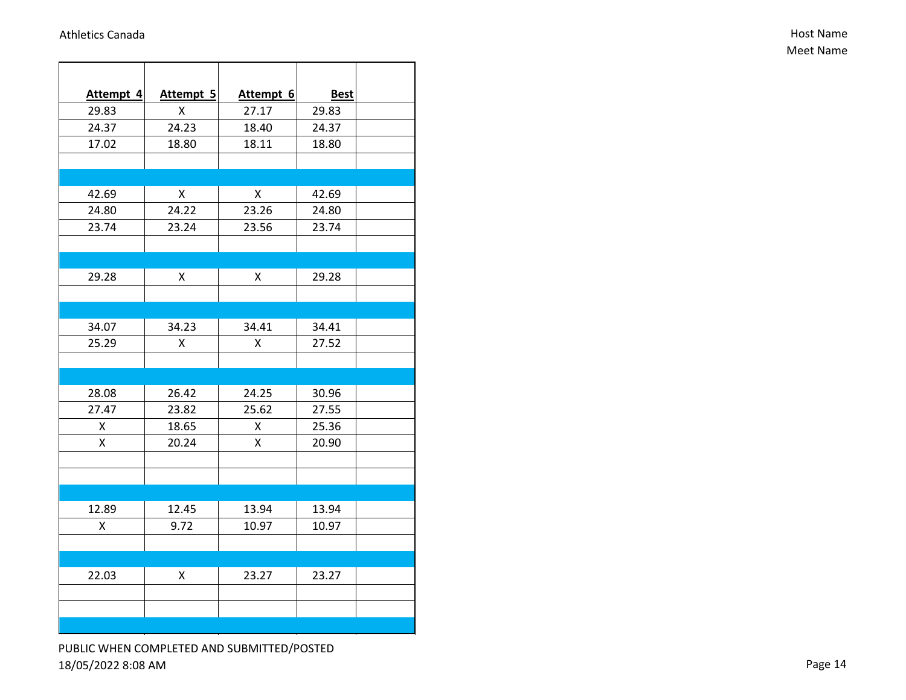| Attempt 4 | Attempt 5 | Attempt 6 | Best | |
|---|---|---|---|---|
| 29.83 | X | 27.17 | 29.83 | |
| 24.37 | 24.23 | 18.40 | 24.37 | |
| 17.02 | 18.80 | 18.11 | 18.80 | |
| | | | | |
| | | | | |
| 42.69 | X | X | 42.69 | |
| 24.80 | 24.22 | 23.26 | 24.80 | |
| 23.74 | 23.24 | 23.56 | 23.74 | |
| | | | | |
| | | | | |
| 29.28 | X | X | 29.28 | |
| | | | | |
| | | | | |
| 34.07 | 34.23 | 34.41 | 34.41 | |
| 25.29 | X | X | 27.52 | |
| | | | | |
| | | | | |
| 28.08 | 26.42 | 24.25 | 30.96 | |
| 27.47 | 23.82 | 25.62 | 27.55 | |
| X | 18.65 | X | 25.36 | |
| X | 20.24 | X | 20.90 | |
| | | | | |
| | | | | |
| | | | | |
| 12.89 | 12.45 | 13.94 | 13.94 | |
| X | 9.72 | 10.97 | 10.97 | |
| | | | | |
| | | | | |
| 22.03 | X | 23.27 | 23.27 | |
| | | | | |
| | | | | |
| | | | | |

PUBLIC WHEN COMPLETED AND SUBMITTED/POSTED
18/05/2022 8:08 AM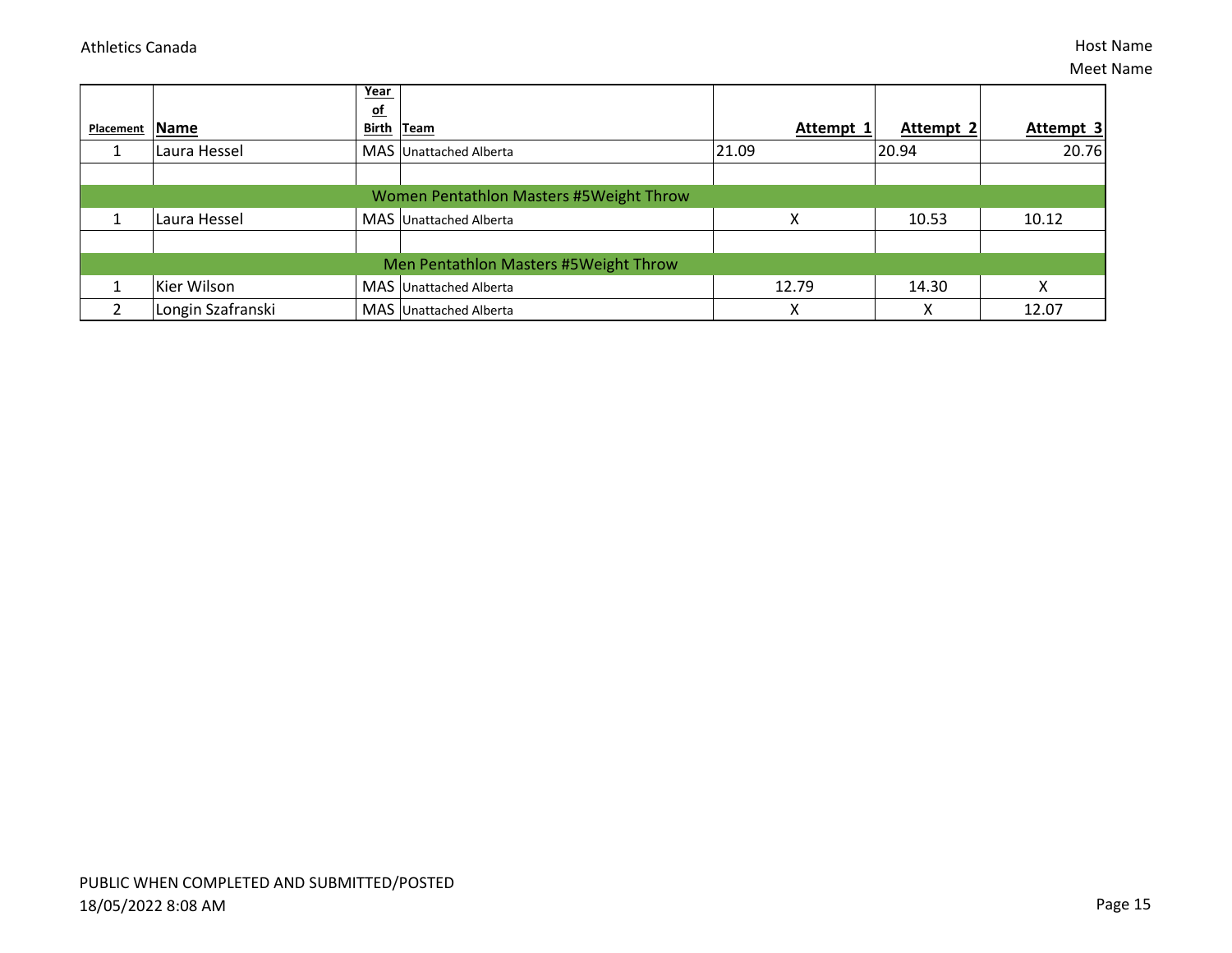| Placement | Name | Year of Birth | Team | Attempt 1 | Attempt 2 | Attempt 3 |
|---|---|---|---|---|---|---|
| 1 | Laura Hessel | MAS | Unattached Alberta | 21.09 | 20.94 | 20.76 |
| | | | | | | |
| **Women Pentathlon Masters #5Weight Throw** | | | | | | |
| 1 | Laura Hessel | MAS | Unattached Alberta | X | 10.53 | 10.12 |
| | | | | | | |
| **Men Pentathlon Masters #5Weight Throw** | | | | | | |
| 1 | Kier Wilson | MAS | Unattached Alberta | 12.79 | 14.30 | X |
| 2 | Longin Szafranski | MAS | Unattached Alberta | X | X | 12.07 |

PUBLIC WHEN COMPLETED AND SUBMITTED/POSTED
18/05/2022 8:08 AM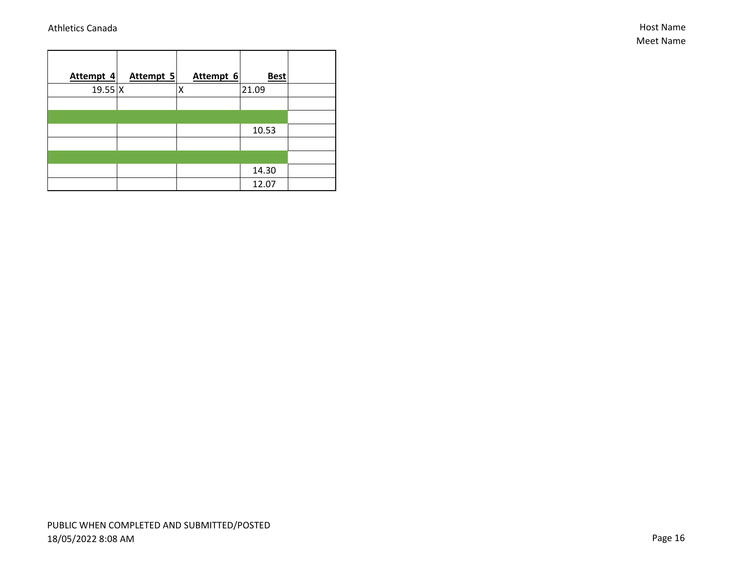| Attempt 4 | Attempt 5 | Attempt 6 | Best | |
|---|---|---|---|---|
| 19.55 | X | X | 21.09 | |
| | | | | |
| | | | | |
| | | | 10.53 | |
| | | | | |
| | | | | |
| | | | 14.30 | |
| | | | 12.07 | |

PUBLIC WHEN COMPLETED AND SUBMITTED/POSTED
18/05/2022 8:08 AM